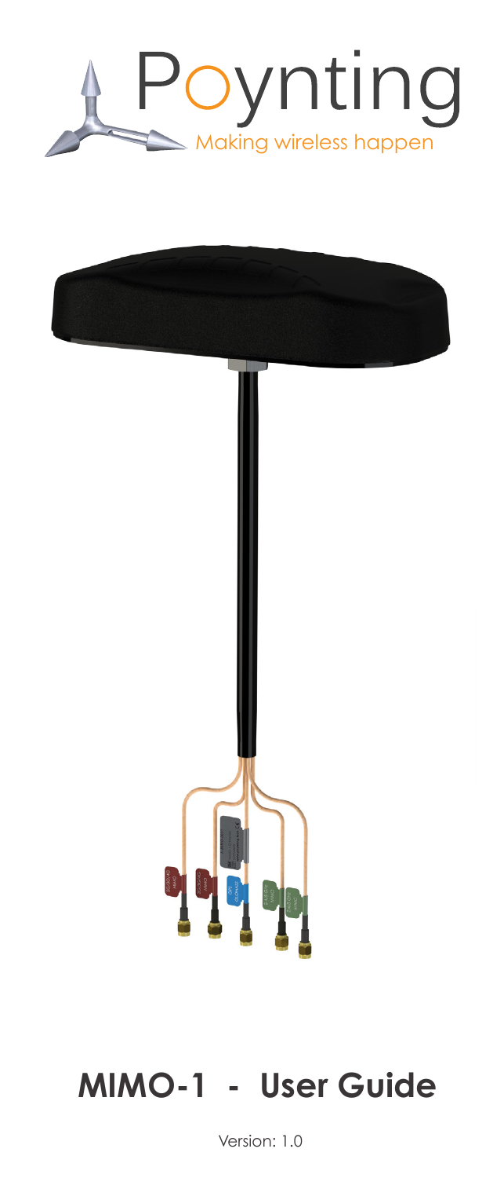Poynting

Making wireless happen

# MIMO-1 - User Guide

Version: 1.0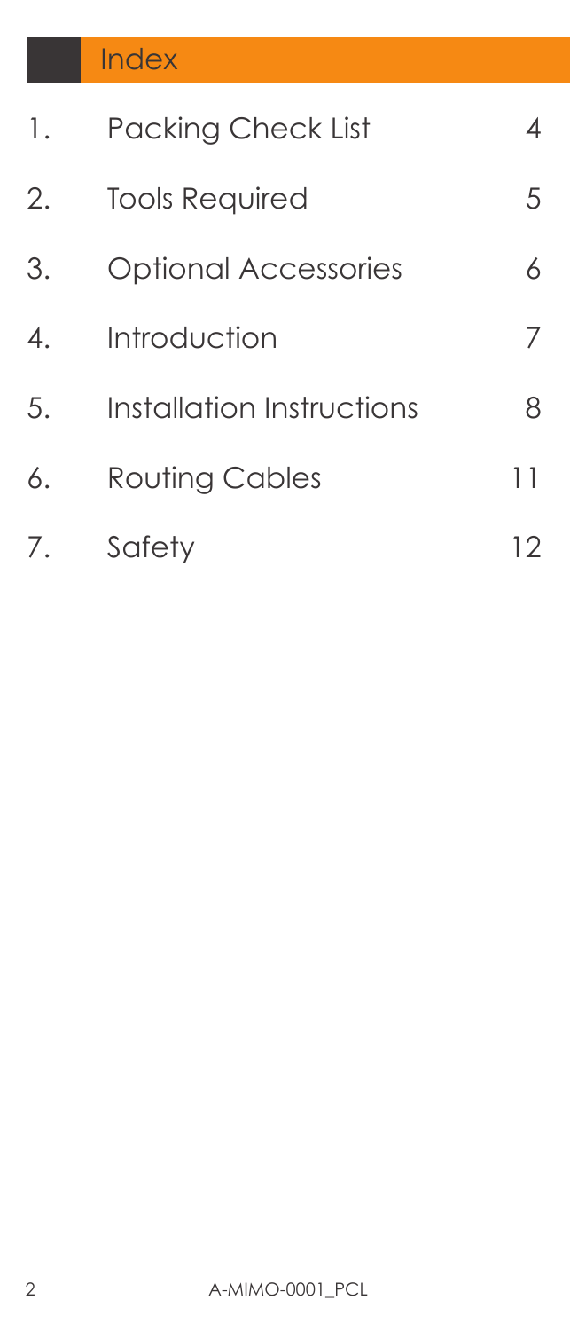## Index

| | | |
|---|---|---|
| 1. | Packing Check List | 4 |
| 2. | Tools Required | 5 |
| 3. | Optional Accessories | 6 |
| 4. | Introduction | 7 |
| 5. | Installation Instructions | 8 |
| 6. | Routing Cables | 11 |
| 7. | Safety | 12 |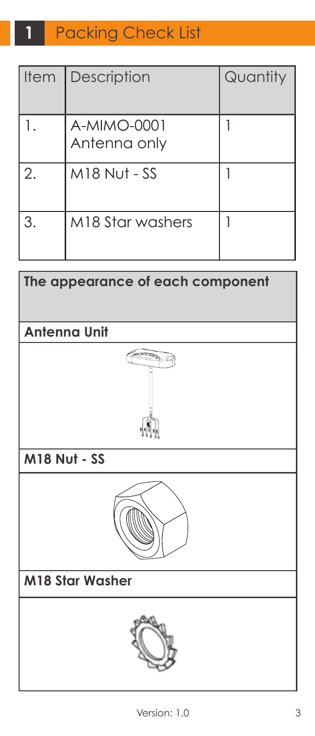# 1 Packing Check List

| Item | Description | Quantity |
|---|---|---|
| 1. | A-MIMO-0001 Antenna only | 1 |
| 2. | M18 Nut - SS | 1 |
| 3. | M18 Star washers | 1 |

| **The appearance of each component** |
|---|
| **Antenna Unit** |
| |
| **M18 Nut - SS** |
| |
| **M18 Star Washer** |
| |

Version: 1.0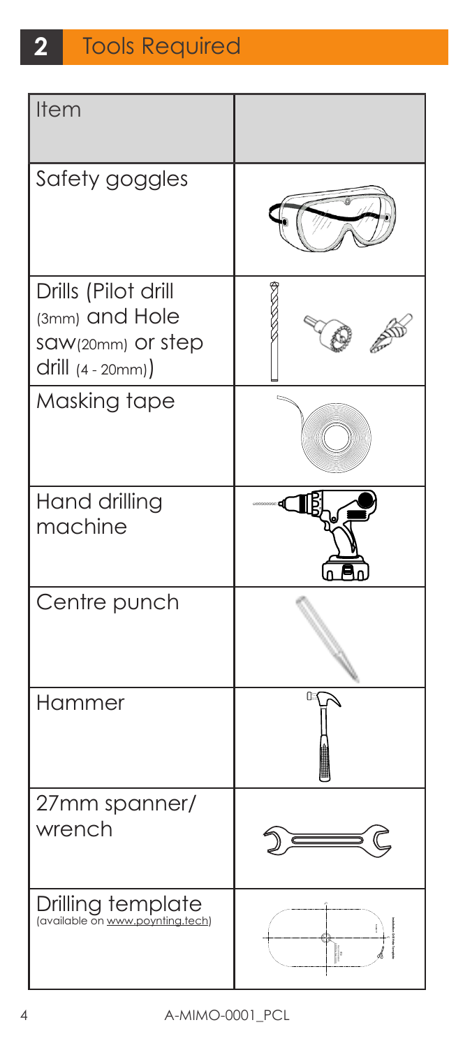## 2 Tools Required

| Item | |
|---|---|
| Safety goggles | |
| Drills (Pilot drill (3mm) and Hole saw(20mm) or step drill (4 - 20mm)) | |
| Masking tape | |
| Hand drilling machine | |
| Centre punch | |
| Hammer | |
| 27mm spanner/ wrench | |
| Drilling template (available on www.poynting.tech) | |

A-MIMO-0001_PCL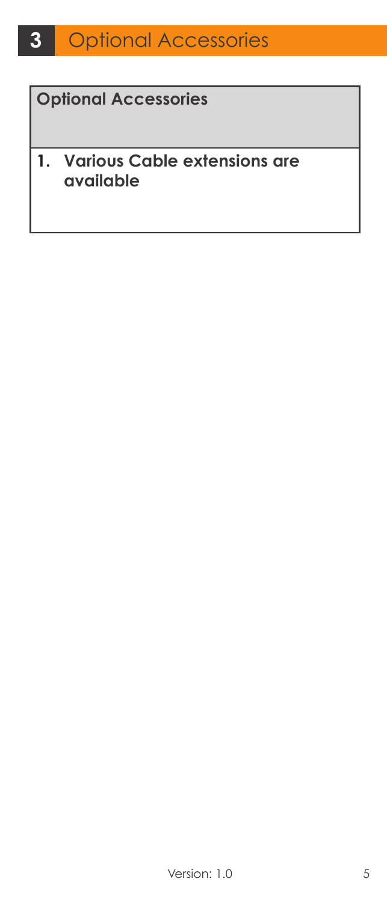# 3 Optional Accessories

| Optional Accessories |
| --- |
| 1. Various Cable extensions are available |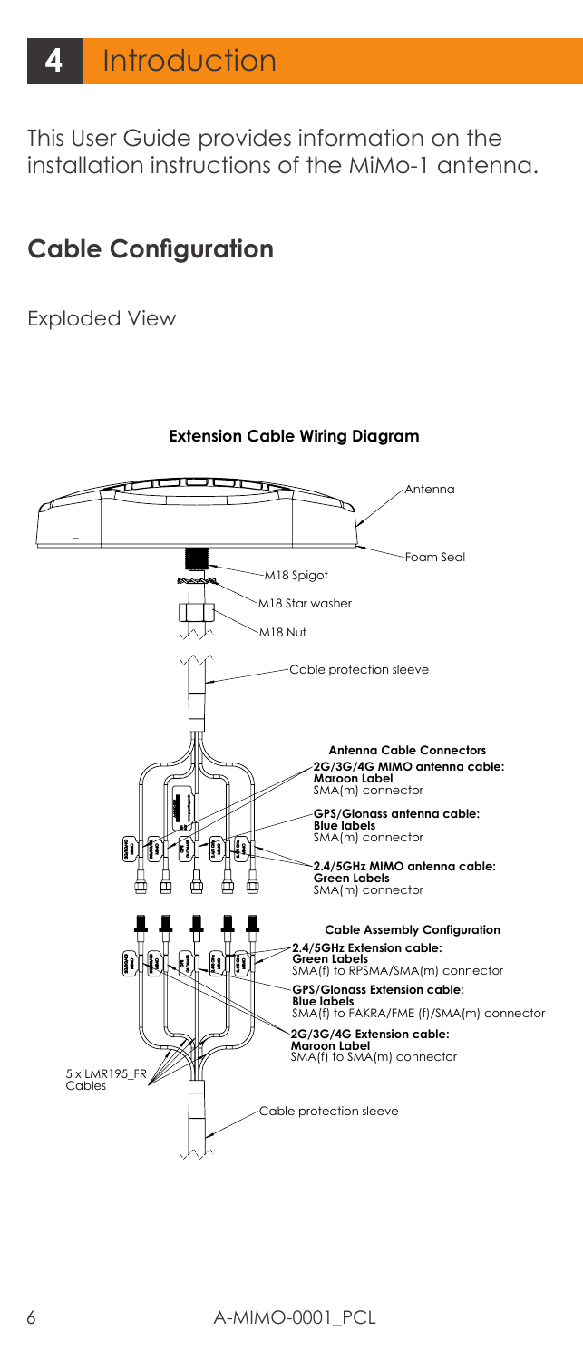# 4 Introduction

This User Guide provides information on the installation instructions of the MiMo-1 antenna.

## Cable Configuration

Exploded View

**Extension Cable Wiring Diagram**

Antenna

Foam Seal

M18 Spigot

M18 Star washer

M18 Nut

Cable protection sleeve

**Antenna Cable Connectors**

**2G/3G/4G MIMO antenna cable:**
**Maroon Label**
SMA(m) connector

**GPS/Glonass antenna cable:**
**Blue labels**
SMA(m) connector

**2.4/5GHz MIMO antenna cable:**
**Green Labels**
SMA(m) connector

**Cable Assembly Configuration**

**2.4/5GHz Extension cable:**
**Green Labels**
SMA(f) to RPSMA/SMA(m) connector

**GPS/Glonass Extension cable:**
**Blue labels**
SMA(f) to FAKRA/FME (f)/SMA(m) connector

**2G/3G/4G Extension cable:**
**Maroon Label**
SMA(f) to SMA(m) connector

5 x LMR195_FR Cables

Cable protection sleeve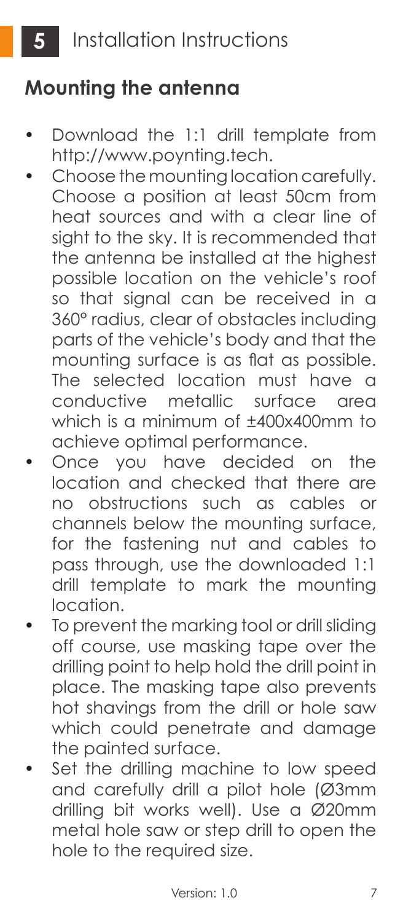# 5 Installation Instructions

## Mounting the antenna

- Download the 1:1 drill template from http://www.poynting.tech.
- Choose the mounting location carefully. Choose a position at least 50cm from heat sources and with a clear line of sight to the sky. It is recommended that the antenna be installed at the highest possible location on the vehicle's roof so that signal can be received in a 360° radius, clear of obstacles including parts of the vehicle's body and that the mounting surface is as flat as possible. The selected location must have a conductive metallic surface area which is a minimum of ±400x400mm to achieve optimal performance.
- Once you have decided on the location and checked that there are no obstructions such as cables or channels below the mounting surface, for the fastening nut and cables to pass through, use the downloaded 1:1 drill template to mark the mounting location.
- To prevent the marking tool or drill sliding off course, use masking tape over the drilling point to help hold the drill point in place. The masking tape also prevents hot shavings from the drill or hole saw which could penetrate and damage the painted surface.
- Set the drilling machine to low speed and carefully drill a pilot hole (Ø3mm drilling bit works well). Use a Ø20mm metal hole saw or step drill to open the hole to the required size.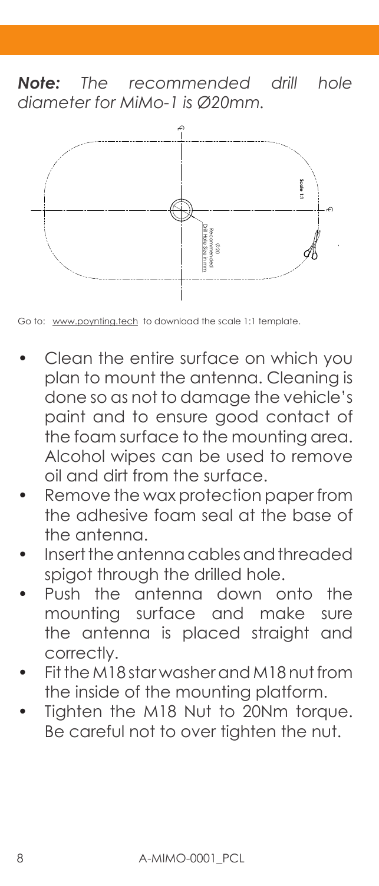***Note:*** *The recommended drill hole diameter for MiMo-1 is Ø20mm.*

Go to: www.poynting.tech to download the scale 1:1 template.

- Clean the entire surface on which you plan to mount the antenna. Cleaning is done so as not to damage the vehicle's paint and to ensure good contact of the foam surface to the mounting area. Alcohol wipes can be used to remove oil and dirt from the surface.
- Remove the wax protection paper from the adhesive foam seal at the base of the antenna.
- Insert the antenna cables and threaded spigot through the drilled hole.
- Push the antenna down onto the mounting surface and make sure the antenna is placed straight and correctly.
- Fit the M18 star washer and M18 nut from the inside of the mounting platform.
- Tighten the M18 Nut to 20Nm torque. Be careful not to over tighten the nut.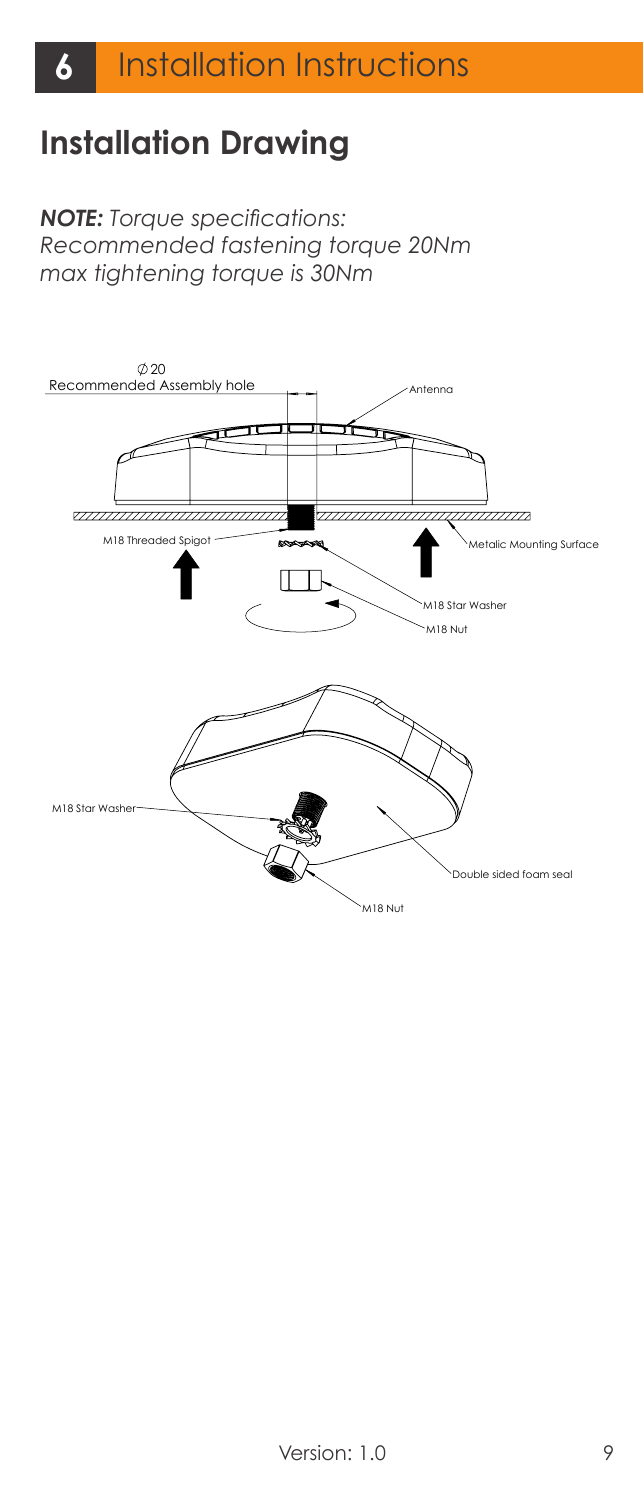# 6 Installation Instructions

## Installation Drawing

***NOTE:*** *Torque specifications:*
*Recommended fastening torque 20Nm*
*max tightening torque is 30Nm*

Ø 20
Recommended Assembly hole

Antenna

M18 Threaded Spigot

Metalic Mounting Surface

M18 Star Washer

M18 Nut

M18 Star Washer

Double sided foam seal

M18 Nut

Version: 1.0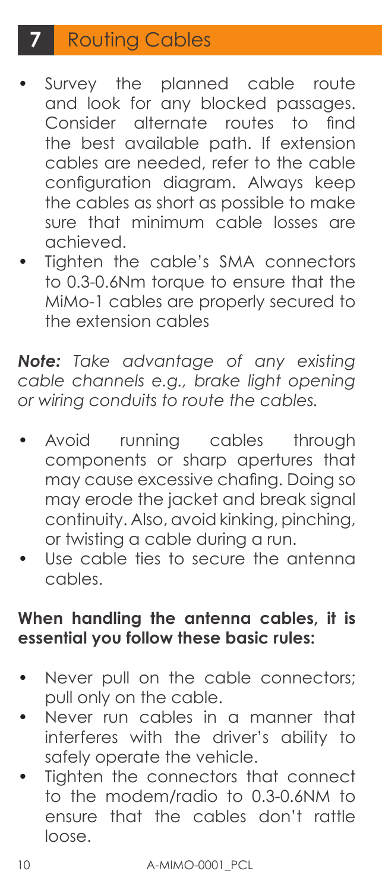## 7 Routing Cables

- Survey the planned cable route and look for any blocked passages. Consider alternate routes to find the best available path. If extension cables are needed, refer to the cable configuration diagram. Always keep the cables as short as possible to make sure that minimum cable losses are achieved.
- Tighten the cable's SMA connectors to 0.3-0.6Nm torque to ensure that the MiMo-1 cables are properly secured to the extension cables

***Note:*** *Take advantage of any existing cable channels e.g., brake light opening or wiring conduits to route the cables.*

- Avoid running cables through components or sharp apertures that may cause excessive chafing. Doing so may erode the jacket and break signal continuity. Also, avoid kinking, pinching, or twisting a cable during a run.
- Use cable ties to secure the antenna cables.

**When handling the antenna cables, it is essential you follow these basic rules:**

- Never pull on the cable connectors; pull only on the cable.
- Never run cables in a manner that interferes with the driver's ability to safely operate the vehicle.
- Tighten the connectors that connect to the modem/radio to 0.3-0.6NM to ensure that the cables don't rattle loose.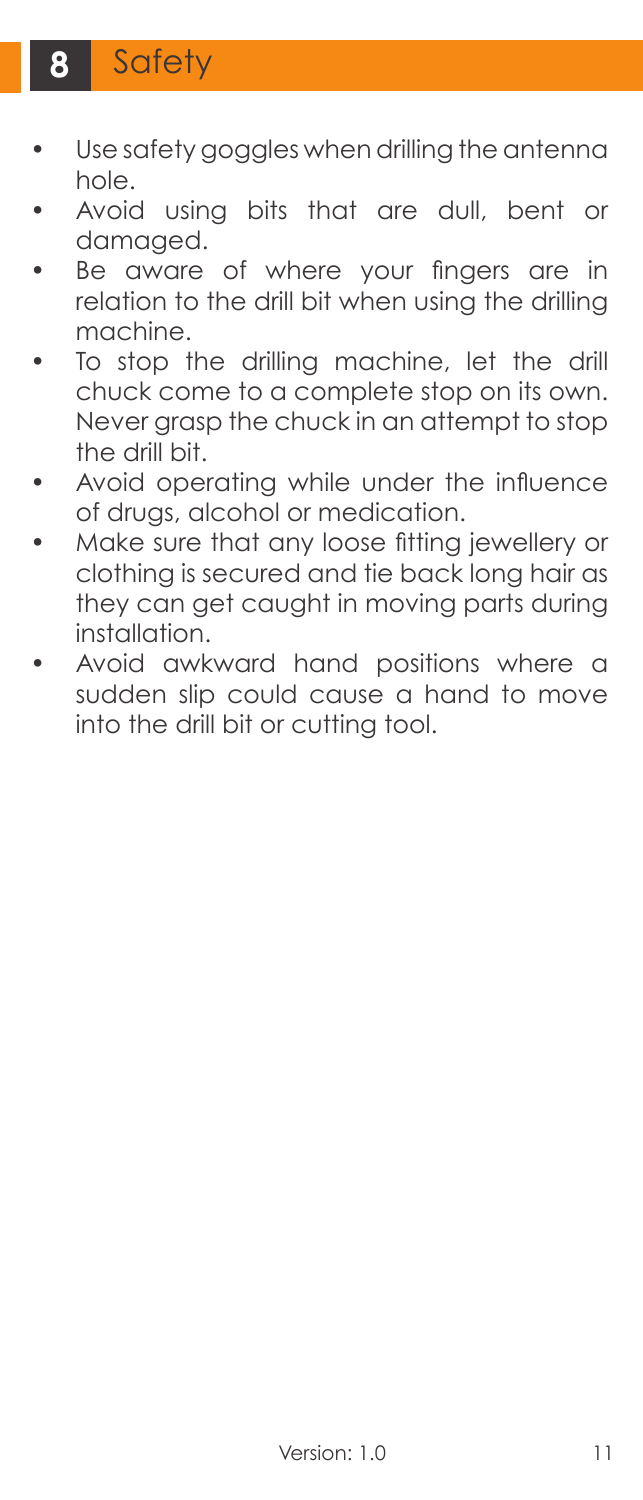## 8 Safety

- Use safety goggles when drilling the antenna hole.
- Avoid using bits that are dull, bent or damaged.
- Be aware of where your fingers are in relation to the drill bit when using the drilling machine.
- To stop the drilling machine, let the drill chuck come to a complete stop on its own. Never grasp the chuck in an attempt to stop the drill bit.
- Avoid operating while under the influence of drugs, alcohol or medication.
- Make sure that any loose fitting jewellery or clothing is secured and tie back long hair as they can get caught in moving parts during installation.
- Avoid awkward hand positions where a sudden slip could cause a hand to move into the drill bit or cutting tool.